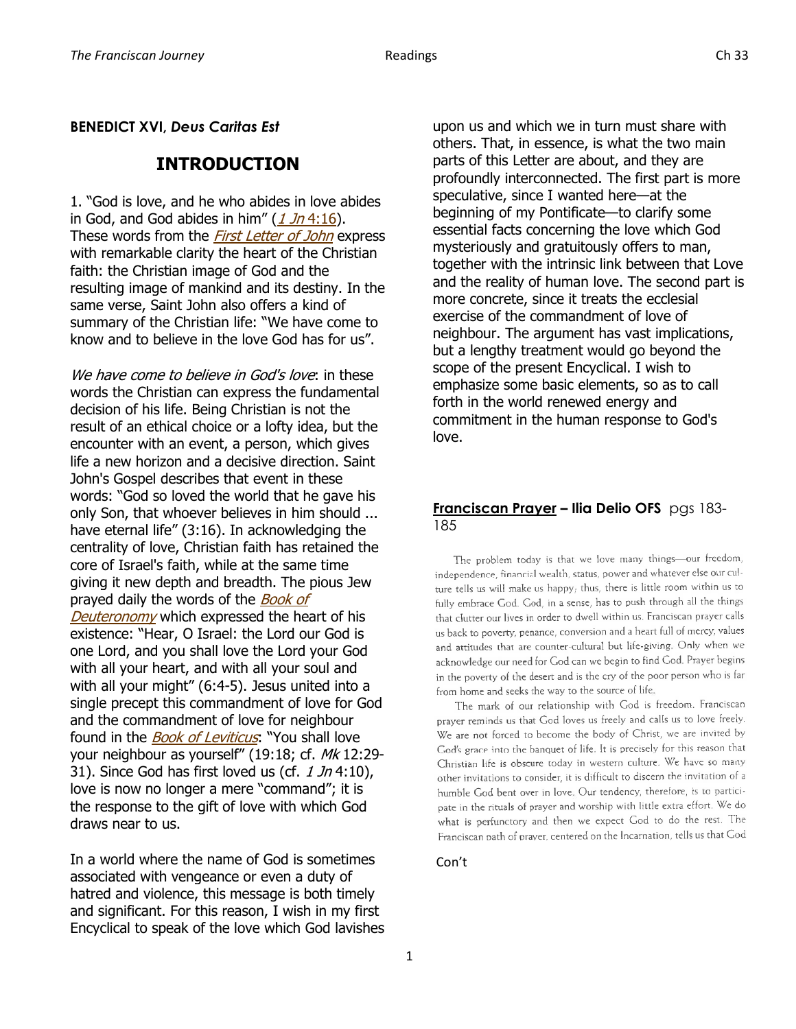**BENEDICT XVI, *Deus Caritas Est***

# INTRODUCTION

1. "God is love, and he who abides in love abides in God, and God abides in him" (*1 Jn* 4:16). These words from the *First Letter of John* express with remarkable clarity the heart of the Christian faith: the Christian image of God and the resulting image of mankind and its destiny. In the same verse, Saint John also offers a kind of summary of the Christian life: "We have come to know and to believe in the love God has for us".

*We have come to believe in God's love*: in these words the Christian can express the fundamental decision of his life. Being Christian is not the result of an ethical choice or a lofty idea, but the encounter with an event, a person, which gives life a new horizon and a decisive direction. Saint John's Gospel describes that event in these words: "God so loved the world that he gave his only Son, that whoever believes in him should ... have eternal life" (3:16). In acknowledging the centrality of love, Christian faith has retained the core of Israel's faith, while at the same time giving it new depth and breadth. The pious Jew prayed daily the words of the *Book of Deuteronomy* which expressed the heart of his existence: "Hear, O Israel: the Lord our God is one Lord, and you shall love the Lord your God with all your heart, and with all your soul and with all your might" (6:4-5). Jesus united into a single precept this commandment of love for God and the commandment of love for neighbour found in the *Book of Leviticus*: "You shall love your neighbour as yourself" (19:18; cf. *Mk* 12:29-31). Since God has first loved us (cf. *1 Jn* 4:10), love is now no longer a mere "command"; it is the response to the gift of love with which God draws near to us.

In a world where the name of God is sometimes associated with vengeance or even a duty of hatred and violence, this message is both timely and significant. For this reason, I wish in my first Encyclical to speak of the love which God lavishes upon us and which we in turn must share with others. That, in essence, is what the two main parts of this Letter are about, and they are profoundly interconnected. The first part is more speculative, since I wanted here—at the beginning of my Pontificate—to clarify some essential facts concerning the love which God mysteriously and gratuitously offers to man, together with the intrinsic link between that Love and the reality of human love. The second part is more concrete, since it treats the ecclesial exercise of the commandment of love of neighbour. The argument has vast implications, but a lengthy treatment would go beyond the scope of the present Encyclical. I wish to emphasize some basic elements, so as to call forth in the world renewed energy and commitment in the human response to God's love.

**Franciscan Prayer – Ilia Delio OFS** pgs 183-185

The problem today is that we love many things—our freedom, independence, financial wealth, status, power and whatever else our culture tells us will make us happy; thus, there is little room within us to fully embrace God. God, in a sense, has to push through all the things that clutter our lives in order to dwell within us. Franciscan prayer calls us back to poverty, penance, conversion and a heart full of mercy, values and attitudes that are counter-cultural but life-giving. Only when we acknowledge our need for God can we begin to find God. Prayer begins in the poverty of the desert and is the cry of the poor person who is far from home and seeks the way to the source of life.

The mark of our relationship with God is freedom. Franciscan prayer reminds us that God loves us freely and calls us to love freely. We are not forced to become the body of Christ, we are invited by God's grace into the banquet of life. It is precisely for this reason that Christian life is obscure today in western culture. We have so many other invitations to consider, it is difficult to discern the invitation of a humble God bent over in love. Our tendency, therefore, is to participate in the rituals of prayer and worship with little extra effort. We do what is perfunctory and then we expect God to do the rest. The Franciscan path of prayer, centered on the Incarnation, tells us that God

Con't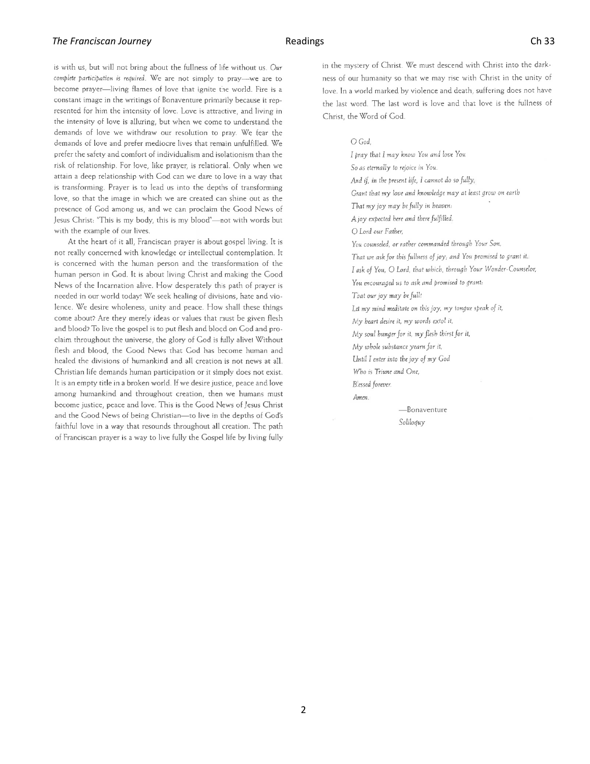is with us, but will not bring about the fullness of life without us. *Our complete participation is required.* We are not simply to pray—we are to become prayer—living flames of love that ignite the world. Fire is a constant image in the writings of Bonaventure primarily because it represented for him the intensity of love. Love is attractive, and living in the intensity of love is alluring, but when we come to understand the demands of love we withdraw our resolution to pray. We fear the demands of love and prefer mediocre lives that remain unfulfilled. We prefer the safety and comfort of individualism and isolationism than the risk of relationship. For love, like prayer, is relational. Only when we attain a deep relationship with God can we dare to love in a way that is transforming. Prayer is to lead us into the depths of transforming love, so that the image in which we are created can shine out as the presence of God among us, and we can proclaim the Good News of Jesus Christ: "This is my body, this is my blood"—not with words but with the example of our lives.

At the heart of it all, Franciscan prayer is about gospel living. It is not really concerned with knowledge or intellectual contemplation. It is concerned with the human person and the transformation of the human person in God. It is about living Christ and making the Good News of the Incarnation alive. How desperately this path of prayer is needed in our world today! We seek healing of divisions, hate and violence. We desire wholeness, unity and peace. How shall these things come about? Are they merely ideas or values that must be given flesh and blood? To live the gospel is to put flesh and blood on God and proclaim throughout the universe, the glory of God is fully alive! Without flesh and blood, the Good News that God has become human and healed the divisions of humankind and all creation is not news at all. Christian life demands human participation or it simply does not exist. It is an empty title in a broken world. If we desire justice, peace and love among humankind and throughout creation, then we humans must become justice, peace and love. This is the Good News of Jesus Christ and the Good News of being Christian—to live in the depths of God's faithful love in a way that resounds throughout all creation. The path of Franciscan prayer is a way to live fully the Gospel life by living fully in the mystery of Christ. We must descend with Christ into the darkness of our humanity so that we may rise with Christ in the unity of love. In a world marked by violence and death, suffering does not have the last word. The last word is love and that love is the fullness of Christ, the Word of God.

*O God,*
*I pray that I may know You and love You*
*So as eternally to rejoice in You.*
*And if, in the present life, I cannot do so fully,*
*Grant that my love and knowledge may at least grow on earth*
*That my joy may be fully in heaven:*
*A joy expected here and there fulfilled.*
*O Lord our Father,*
*You counseled, or rather commanded through Your Son,*
*That we ask for this fullness of joy; and You promised to grant it.*
*I ask of You, O Lord, that which, through Your Wonder-Counselor,*
*You encouraged us to ask and promised to grant:*
*That our joy may be full!*
*Let my mind meditate on this joy, my tongue speak of it,*
*My heart desire it, my words extol it,*
*My soul hunger for it, my flesh thirst for it,*
*My whole substance yearn for it,*
*Until I enter into the joy of my God*
*Who is Triune and One,*
*Blessed forever.*
*Amen.*

—Bonaventure
*Soliloquy*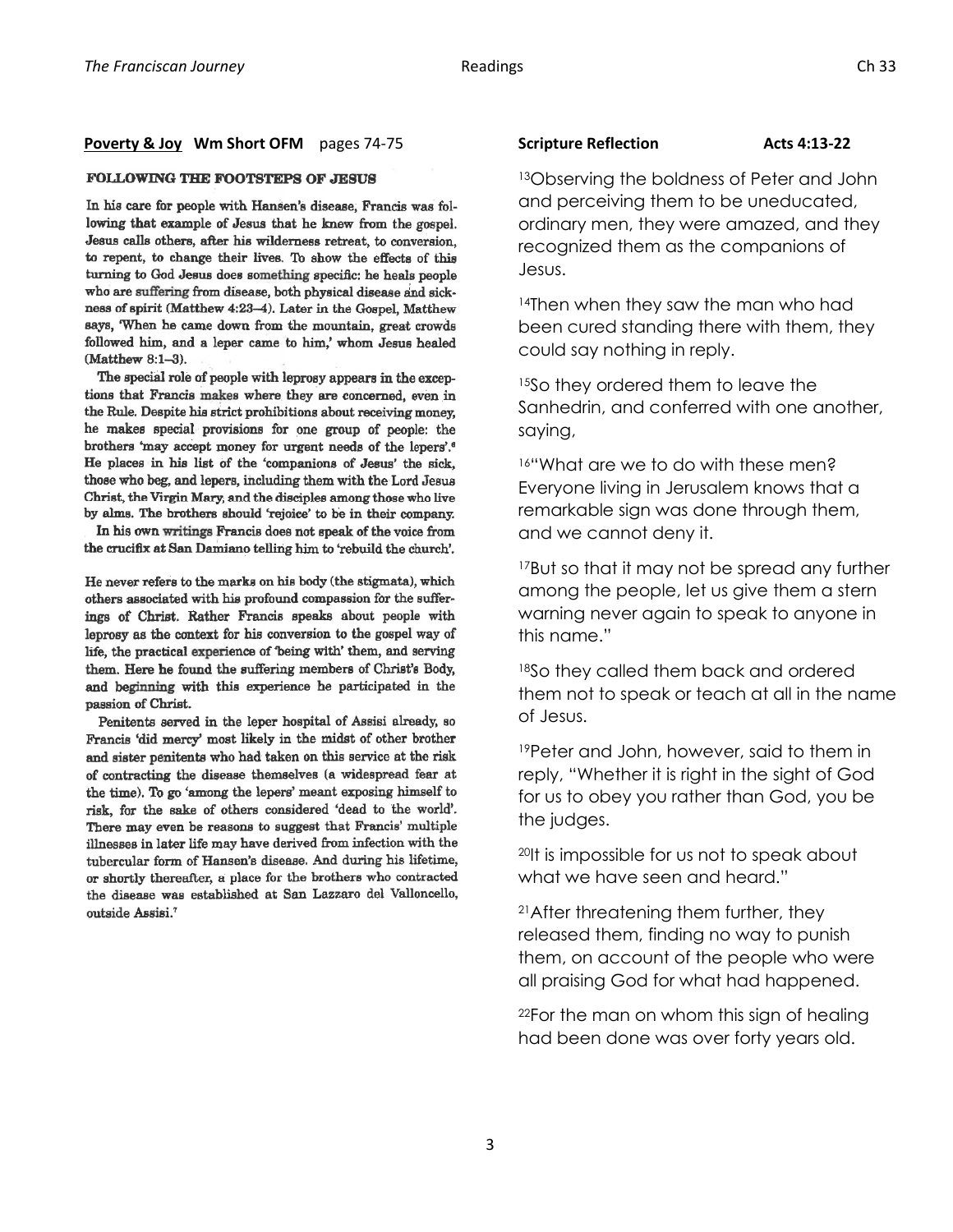**Poverty & Joy** **Wm Short OFM** pages 74-75

### FOLLOWING THE FOOTSTEPS OF JESUS

In his care for people with Hansen's disease, Francis was following that example of Jesus that he knew from the gospel. Jesus calls others, after his wilderness retreat, to conversion, to repent, to change their lives. To show the effects of this turning to God Jesus does something specific: he heals people who are suffering from disease, both physical disease and sickness of spirit (Matthew 4:23–4). Later in the Gospel, Matthew says, 'When he came down from the mountain, great crowds followed him, and a leper came to him,' whom Jesus healed (Matthew 8:1–3).

The special role of people with leprosy appears in the exceptions that Francis makes where they are concerned, even in the Rule. Despite his strict prohibitions about receiving money, he makes special provisions for one group of people: the brothers 'may accept money for urgent needs of the lepers'.[6] He places in his list of the 'companions of Jesus' the sick, those who beg, and lepers, including them with the Lord Jesus Christ, the Virgin Mary, and the disciples among those who live by alms. The brothers should 'rejoice' to be in their company.

In his own writings Francis does not speak of the voice from the crucifix at San Damiano telling him to 'rebuild the church'. He never refers to the marks on his body (the stigmata), which others associated with his profound compassion for the sufferings of Christ. Rather Francis speaks about people with leprosy as the context for his conversion to the gospel way of life, the practical experience of 'being with' them, and serving them. Here he found the suffering members of Christ's Body, and beginning with this experience he participated in the passion of Christ.

Penitents served in the leper hospital of Assisi already, so Francis 'did mercy' most likely in the midst of other brother and sister penitents who had taken on this service at the risk of contracting the disease themselves (a widespread fear at the time). To go 'among the lepers' meant exposing himself to risk, for the sake of others considered 'dead to the world'. There may even be reasons to suggest that Francis' multiple illnesses in later life may have derived from infection with the tubercular form of Hansen's disease. And during his lifetime, or shortly thereafter, a place for the brothers who contracted the disease was established at San Lazzaro del Valloncello, outside Assisi.[7]

**Scripture Reflection** **Acts 4:13-22**

[13]Observing the boldness of Peter and John and perceiving them to be uneducated, ordinary men, they were amazed, and they recognized them as the companions of Jesus.

[14]Then when they saw the man who had been cured standing there with them, they could say nothing in reply.

[15]So they ordered them to leave the Sanhedrin, and conferred with one another, saying,

[16]"What are we to do with these men? Everyone living in Jerusalem knows that a remarkable sign was done through them, and we cannot deny it.

[17]But so that it may not be spread any further among the people, let us give them a stern warning never again to speak to anyone in this name."

[18]So they called them back and ordered them not to speak or teach at all in the name of Jesus.

[19]Peter and John, however, said to them in reply, "Whether it is right in the sight of God for us to obey you rather than God, you be the judges.

[20]It is impossible for us not to speak about what we have seen and heard."

[21]After threatening them further, they released them, finding no way to punish them, on account of the people who were all praising God for what had happened.

[22]For the man on whom this sign of healing had been done was over forty years old.